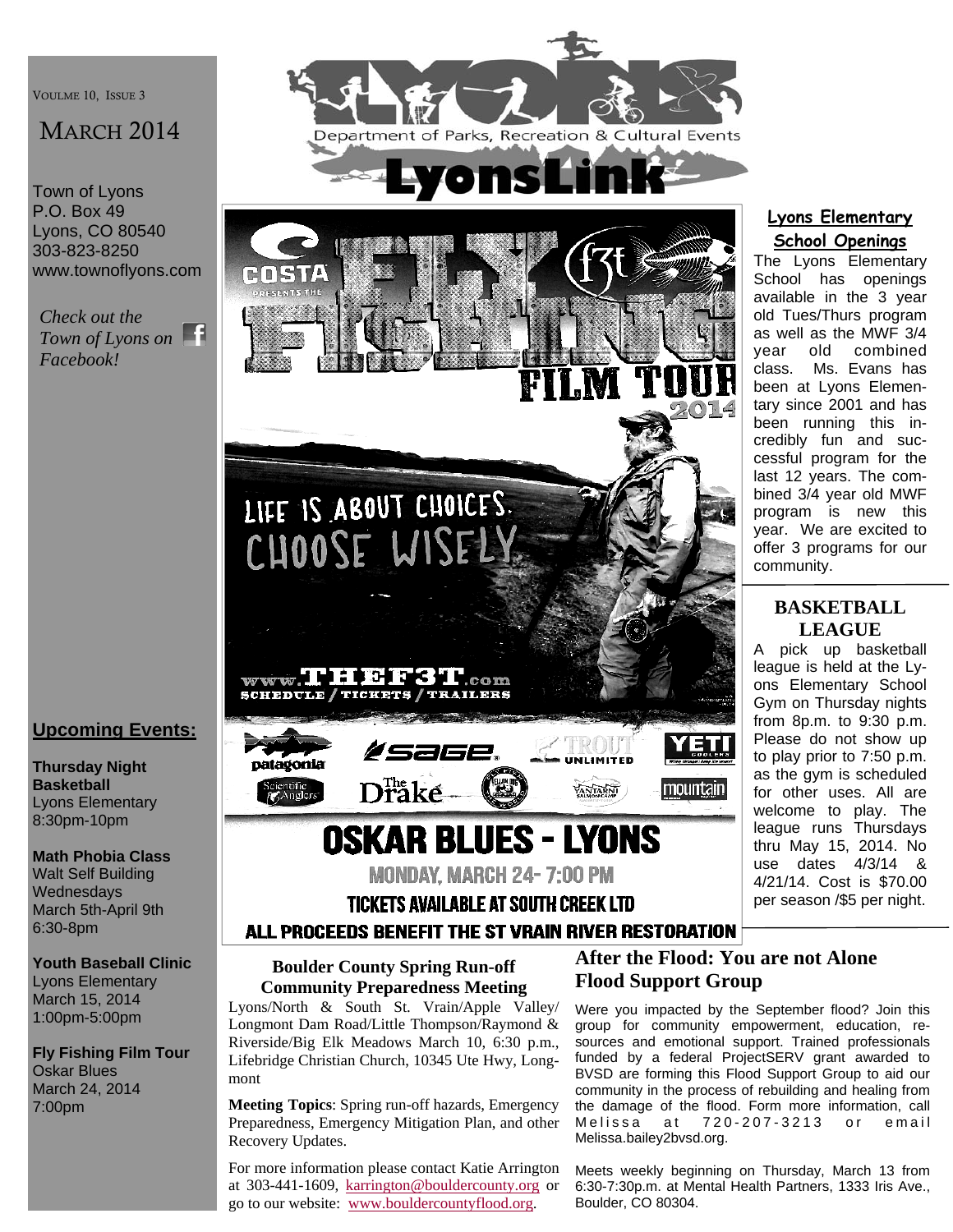VOULME 10, ISSUE 3

# MARCH 2014

Town of Lyons
P.O. Box 49
Lyons, CO 80540
303-823-8250
www.townoflyons.com

*Check out the Town of Lyons on Facebook!*

Department of Parks, Recreation & Cultural Events

# LyonsLink

COSTA PRESENTS THE

# FLY FISHING FILM TOUR 2014

LIFE IS ABOUT CHOICES. CHOOSE WISELY.

www.THEF3T.com
SCHEDULE / TICKETS / TRAILERS

## OSKAR BLUES - LYONS

MONDAY, MARCH 24- 7:00 PM

TICKETS AVAILABLE AT SOUTH CREEK LTD

ALL PROCEEDS BENEFIT THE ST VRAIN RIVER RESTORATION

## Lyons Elementary School Openings

The Lyons Elementary School has openings available in the 3 year old Tues/Thurs program as well as the MWF 3/4 year old combined class. Ms. Evans has been at Lyons Elementary since 2001 and has been running this incredibly fun and successful program for the last 12 years. The combined 3/4 year old MWF program is new this year. We are excited to offer 3 programs for our community.

## BASKETBALL LEAGUE

A pick up basketball league is held at the Lyons Elementary School Gym on Thursday nights from 8p.m. to 9:30 p.m. Please do not show up to play prior to 7:50 p.m. as the gym is scheduled for other uses. All are welcome to play. The league runs Thursdays thru May 15, 2014. No use dates 4/3/14 & 4/21/14. Cost is $70.00 per season /$5 per night.

## Upcoming Events:

**Thursday Night Basketball**
Lyons Elementary
8:30pm-10pm

**Math Phobia Class**
Walt Self Building
Wednesdays
March 5th-April 9th
6:30-8pm

**Youth Baseball Clinic**
Lyons Elementary
March 15, 2014
1:00pm-5:00pm

**Fly Fishing Film Tour**
Oskar Blues
March 24, 2014
7:00pm

## Boulder County Spring Run-off Community Preparedness Meeting

Lyons/North & South St. Vrain/Apple Valley/Longmont Dam Road/Little Thompson/Raymond & Riverside/Big Elk Meadows March 10, 6:30 p.m., Lifebridge Christian Church, 10345 Ute Hwy, Longmont

**Meeting Topics**: Spring run-off hazards, Emergency Preparedness, Emergency Mitigation Plan, and other Recovery Updates.

For more information please contact Katie Arrington at 303-441-1609, karrington@bouldercounty.org or go to our website: www.bouldercountyflood.org.

## After the Flood: You are not Alone Flood Support Group

Were you impacted by the September flood? Join this group for community empowerment, education, resources and emotional support. Trained professionals funded by a federal ProjectSERV grant awarded to BVSD are forming this Flood Support Group to aid our community in the process of rebuilding and healing from the damage of the flood. Form more information, call Melissa at 720-207-3213 or email Melissa.bailey2bvsd.org.

Meets weekly beginning on Thursday, March 13 from 6:30-7:30p.m. at Mental Health Partners, 1333 Iris Ave., Boulder, CO 80304.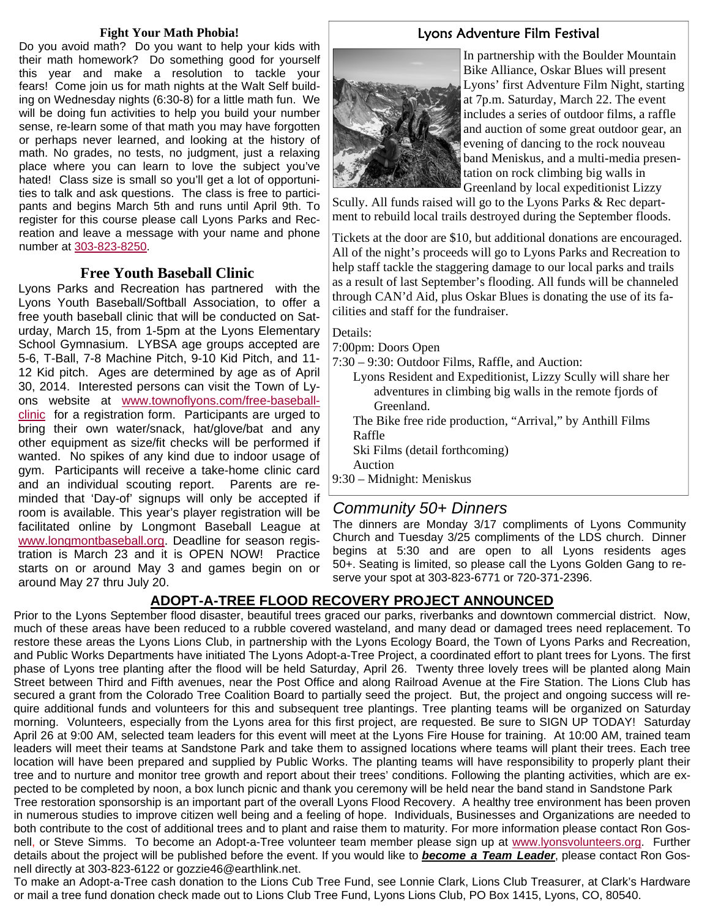## Fight Your Math Phobia!

Do you avoid math? Do you want to help your kids with their math homework? Do something good for yourself this year and make a resolution to tackle your fears! Come join us for math nights at the Walt Self building on Wednesday nights (6:30-8) for a little math fun. We will be doing fun activities to help you build your number sense, re-learn some of that math you may have forgotten or perhaps never learned, and looking at the history of math. No grades, no tests, no judgment, just a relaxing place where you can learn to love the subject you've hated! Class size is small so you'll get a lot of opportunities to talk and ask questions. The class is free to participants and begins March 5th and runs until April 9th. To register for this course please call Lyons Parks and Recreation and leave a message with your name and phone number at 303-823-8250.

## Free Youth Baseball Clinic

Lyons Parks and Recreation has partnered with the Lyons Youth Baseball/Softball Association, to offer a free youth baseball clinic that will be conducted on Saturday, March 15, from 1-5pm at the Lyons Elementary School Gymnasium. LYBSA age groups accepted are 5-6, T-Ball, 7-8 Machine Pitch, 9-10 Kid Pitch, and 11-12 Kid pitch. Ages are determined by age as of April 30, 2014. Interested persons can visit the Town of Lyons website at www.townoflyons.com/free-baseball-clinic for a registration form. Participants are urged to bring their own water/snack, hat/glove/bat and any other equipment as size/fit checks will be performed if wanted. No spikes of any kind due to indoor usage of gym. Participants will receive a take-home clinic card and an individual scouting report. Parents are reminded that 'Day-of' signups will only be accepted if room is available. This year's player registration will be facilitated online by Longmont Baseball League at www.longmontbaseball.org. Deadline for season registration is March 23 and it is OPEN NOW! Practice starts on or around May 3 and games begin on or around May 27 thru July 20.

## Lyons Adventure Film Festival

In partnership with the Boulder Mountain Bike Alliance, Oskar Blues will present Lyons' first Adventure Film Night, starting at 7p.m. Saturday, March 22. The event includes a series of outdoor films, a raffle and auction of some great outdoor gear, an evening of dancing to the rock nouveau band Meniskus, and a multi-media presentation on rock climbing big walls in Greenland by local expeditionist Lizzy Scully. All funds raised will go to the Lyons Parks & Rec department to rebuild local trails destroyed during the September floods.

Tickets at the door are $10, but additional donations are encouraged. All of the night's proceeds will go to Lyons Parks and Recreation to help staff tackle the staggering damage to our local parks and trails as a result of last September's flooding. All funds will be channeled through CAN'd Aid, plus Oskar Blues is donating the use of its facilities and staff for the fundraiser.

Details:

7:00pm: Doors Open

7:30 – 9:30: Outdoor Films, Raffle, and Auction:

- Lyons Resident and Expeditionist, Lizzy Scully will share her adventures in climbing big walls in the remote fjords of Greenland.
- The Bike free ride production, "Arrival," by Anthill Films
- Raffle
- Ski Films (detail forthcoming)
- Auction

9:30 – Midnight: Meniskus

## *Community 50+ Dinners*

The dinners are Monday 3/17 compliments of Lyons Community Church and Tuesday 3/25 compliments of the LDS church. Dinner begins at 5:30 and are open to all Lyons residents ages 50+. Seating is limited, so please call the Lyons Golden Gang to reserve your spot at 303-823-6771 or 720-371-2396.

## ADOPT-A-TREE FLOOD RECOVERY PROJECT ANNOUNCED

Prior to the Lyons September flood disaster, beautiful trees graced our parks, riverbanks and downtown commercial district. Now, much of these areas have been reduced to a rubble covered wasteland, and many dead or damaged trees need replacement. To restore these areas the Lyons Lions Club, in partnership with the Lyons Ecology Board, the Town of Lyons Parks and Recreation, and Public Works Departments have initiated The Lyons Adopt-a-Tree Project, a coordinated effort to plant trees for Lyons. The first phase of Lyons tree planting after the flood will be held Saturday, April 26. Twenty three lovely trees will be planted along Main Street between Third and Fifth avenues, near the Post Office and along Railroad Avenue at the Fire Station. The Lions Club has secured a grant from the Colorado Tree Coalition Board to partially seed the project. But, the project and ongoing success will require additional funds and volunteers for this and subsequent tree plantings. Tree planting teams will be organized on Saturday morning. Volunteers, especially from the Lyons area for this first project, are requested. Be sure to SIGN UP TODAY! Saturday April 26 at 9:00 AM, selected team leaders for this event will meet at the Lyons Fire House for training. At 10:00 AM, trained team leaders will meet their teams at Sandstone Park and take them to assigned locations where teams will plant their trees. Each tree location will have been prepared and supplied by Public Works. The planting teams will have responsibility to properly plant their tree and to nurture and monitor tree growth and report about their trees' conditions. Following the planting activities, which are expected to be completed by noon, a box lunch picnic and thank you ceremony will be held near the band stand in Sandstone Park

Tree restoration sponsorship is an important part of the overall Lyons Flood Recovery. A healthy tree environment has been proven in numerous studies to improve citizen well being and a feeling of hope. Individuals, Businesses and Organizations are needed to both contribute to the cost of additional trees and to plant and raise them to maturity. For more information please contact Ron Gosnell, or Steve Simms. To become an Adopt-a-Tree volunteer team member please sign up at www.lyonsvolunteers.org. Further details about the project will be published before the event. If you would like to ***become a Team Leader***, please contact Ron Gosnell directly at 303-823-6122 or gozzie46@earthlink.net.

To make an Adopt-a-Tree cash donation to the Lions Cub Tree Fund, see Lonnie Clark, Lions Club Treasurer, at Clark's Hardware or mail a tree fund donation check made out to Lions Club Tree Fund, Lyons Lions Club, PO Box 1415, Lyons, CO, 80540.